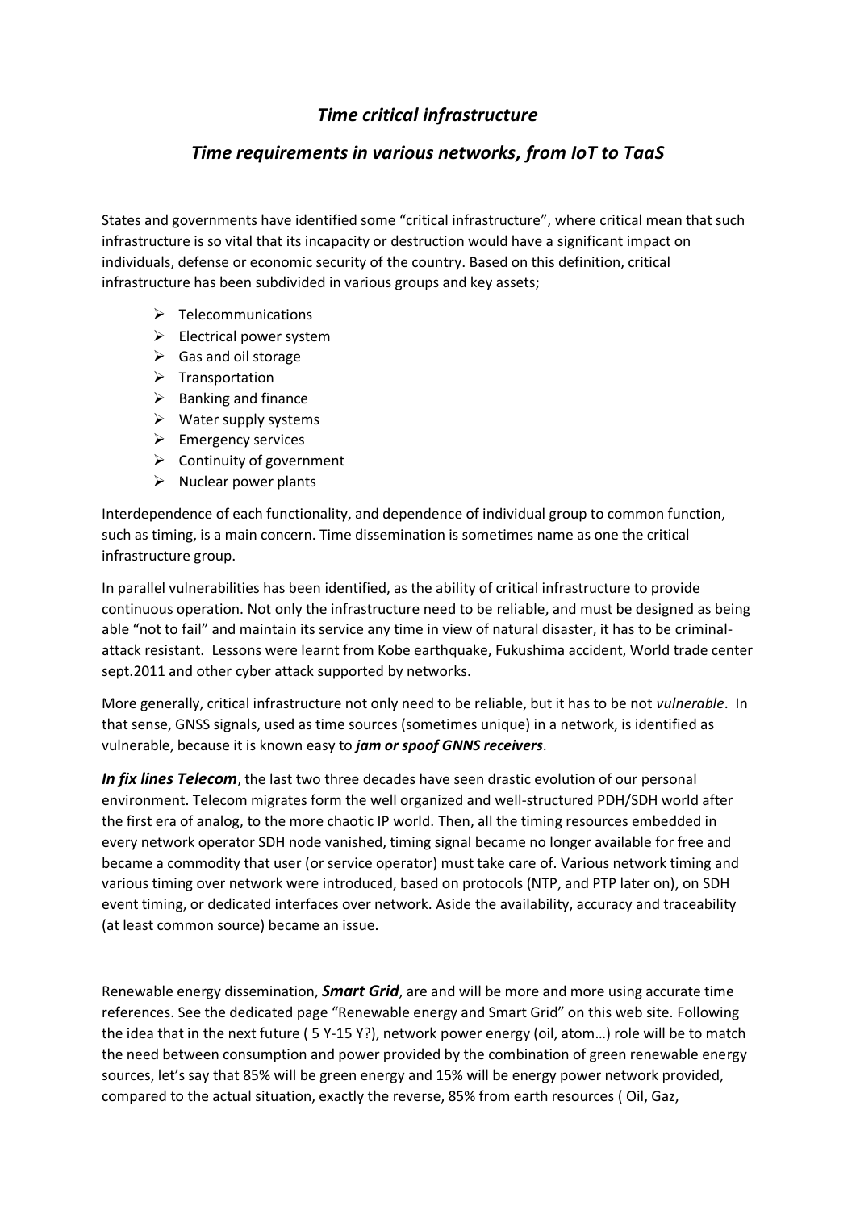# *Time critical infrastructure*

## *Time requirements in various networks, from IoT to TaaS*

States and governments have identified some “critical infrastructure”, where critical mean that such infrastructure is so vital that its incapacity or destruction would have a significant impact on individuals, defense or economic security of the country. Based on this definition, critical infrastructure has been subdivided in various groups and key assets;

- Telecommunications
- Electrical power system
- Gas and oil storage
- Transportation
- Banking and finance
- Water supply systems
- Emergency services
- Continuity of government
- Nuclear power plants

Interdependence of each functionality, and dependence of individual group to common function, such as timing, is a main concern. Time dissemination is sometimes name as one the critical infrastructure group.

In parallel vulnerabilities has been identified, as the ability of critical infrastructure to provide continuous operation. Not only the infrastructure need to be reliable, and must be designed as being able “not to fail” and maintain its service any time in view of natural disaster, it has to be criminal-attack resistant. Lessons were learnt from Kobe earthquake, Fukushima accident, World trade center sept.2011 and other cyber attack supported by networks.

More generally, critical infrastructure not only need to be reliable, but it has to be not *vulnerable*. In that sense, GNSS signals, used as time sources (sometimes unique) in a network, is identified as vulnerable, because it is known easy to ***jam or spoof GNNS receivers***.

***In fix lines Telecom***, the last two three decades have seen drastic evolution of our personal environment. Telecom migrates form the well organized and well-structured PDH/SDH world after the first era of analog, to the more chaotic IP world. Then, all the timing resources embedded in every network operator SDH node vanished, timing signal became no longer available for free and became a commodity that user (or service operator) must take care of. Various network timing and various timing over network were introduced, based on protocols (NTP, and PTP later on), on SDH event timing, or dedicated interfaces over network. Aside the availability, accuracy and traceability (at least common source) became an issue.

Renewable energy dissemination, ***Smart Grid***, are and will be more and more using accurate time references. See the dedicated page “Renewable energy and Smart Grid” on this web site. Following the idea that in the next future ( 5 Y-15 Y?), network power energy (oil, atom…) role will be to match the need between consumption and power provided by the combination of green renewable energy sources, let’s say that 85% will be green energy and 15% will be energy power network provided, compared to the actual situation, exactly the reverse, 85% from earth resources ( Oil, Gaz,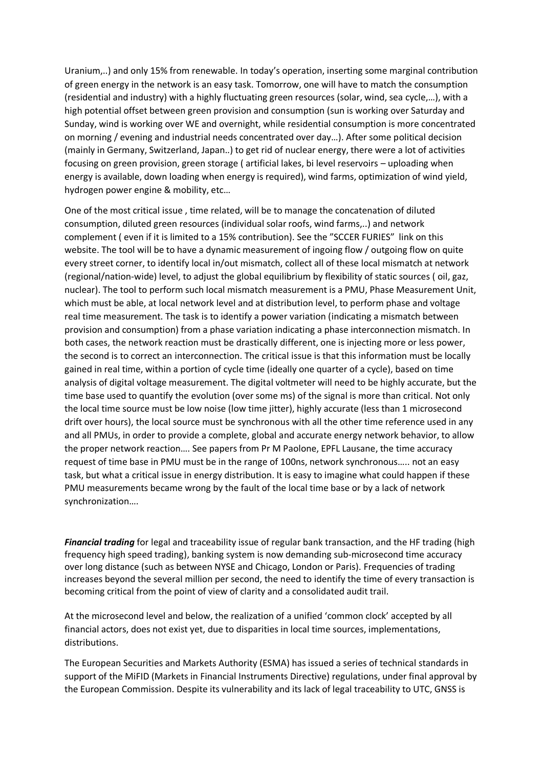Uranium,..) and only 15% from renewable. In today's operation, inserting some marginal contribution of green energy in the network is an easy task. Tomorrow, one will have to match the consumption (residential and industry) with a highly fluctuating green resources (solar, wind, sea cycle,…), with a high potential offset between green provision and consumption (sun is working over Saturday and Sunday, wind is working over WE and overnight, while residential consumption is more concentrated on morning / evening and industrial needs concentrated over day…). After some political decision (mainly in Germany, Switzerland, Japan..) to get rid of nuclear energy, there were a lot of activities focusing on green provision, green storage ( artificial lakes, bi level reservoirs – uploading when energy is available, down loading when energy is required), wind farms, optimization of wind yield, hydrogen power engine & mobility, etc…

One of the most critical issue , time related, will be to manage the concatenation of diluted consumption, diluted green resources (individual solar roofs, wind farms,..) and network complement ( even if it is limited to a 15% contribution). See the "SCCER FURIES" link on this website. The tool will be to have a dynamic measurement of ingoing flow / outgoing flow on quite every street corner, to identify local in/out mismatch, collect all of these local mismatch at network (regional/nation-wide) level, to adjust the global equilibrium by flexibility of static sources ( oil, gaz, nuclear). The tool to perform such local mismatch measurement is a PMU, Phase Measurement Unit, which must be able, at local network level and at distribution level, to perform phase and voltage real time measurement. The task is to identify a power variation (indicating a mismatch between provision and consumption) from a phase variation indicating a phase interconnection mismatch. In both cases, the network reaction must be drastically different, one is injecting more or less power, the second is to correct an interconnection. The critical issue is that this information must be locally gained in real time, within a portion of cycle time (ideally one quarter of a cycle), based on time analysis of digital voltage measurement. The digital voltmeter will need to be highly accurate, but the time base used to quantify the evolution (over some ms) of the signal is more than critical. Not only the local time source must be low noise (low time jitter), highly accurate (less than 1 microsecond drift over hours), the local source must be synchronous with all the other time reference used in any and all PMUs, in order to provide a complete, global and accurate energy network behavior, to allow the proper network reaction…. See papers from Pr M Paolone, EPFL Lausane, the time accuracy request of time base in PMU must be in the range of 100ns, network synchronous….. not an easy task, but what a critical issue in energy distribution. It is easy to imagine what could happen if these PMU measurements became wrong by the fault of the local time base or by a lack of network synchronization….

***Financial trading*** for legal and traceability issue of regular bank transaction, and the HF trading (high frequency high speed trading), banking system is now demanding sub-microsecond time accuracy over long distance (such as between NYSE and Chicago, London or Paris). Frequencies of trading increases beyond the several million per second, the need to identify the time of every transaction is becoming critical from the point of view of clarity and a consolidated audit trail.

At the microsecond level and below, the realization of a unified 'common clock' accepted by all financial actors, does not exist yet, due to disparities in local time sources, implementations, distributions.

The European Securities and Markets Authority (ESMA) has issued a series of technical standards in support of the MiFID (Markets in Financial Instruments Directive) regulations, under final approval by the European Commission. Despite its vulnerability and its lack of legal traceability to UTC, GNSS is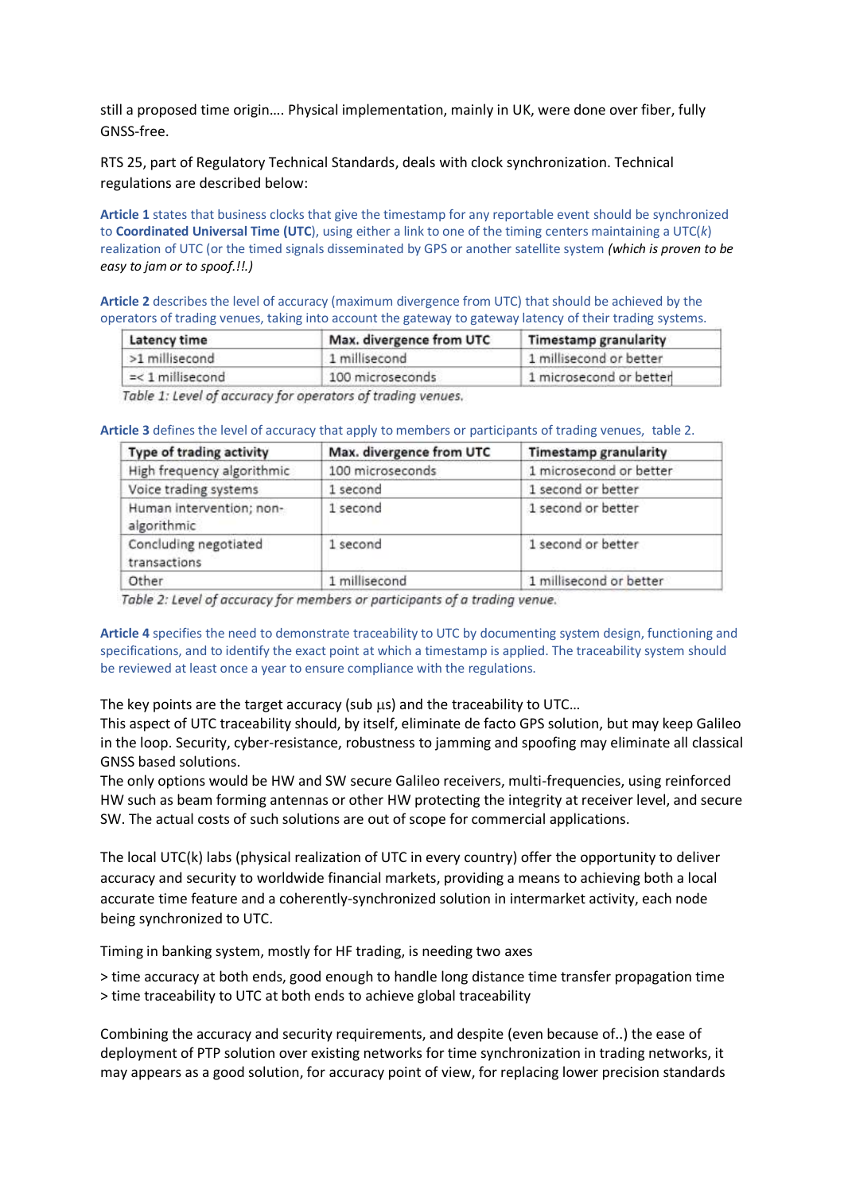still a proposed time origin…. Physical implementation, mainly in UK, were done over fiber, fully GNSS-free.

RTS 25, part of Regulatory Technical Standards, deals with clock synchronization. Technical regulations are described below:

**Article 1** states that business clocks that give the timestamp for any reportable event should be synchronized to **Coordinated Universal Time (UTC)**, using either a link to one of the timing centers maintaining a UTC(*k*) realization of UTC (or the timed signals disseminated by GPS or another satellite system *(which is proven to be easy to jam or to spoof.!!.)*

**Article 2** describes the level of accuracy (maximum divergence from UTC) that should be achieved by the operators of trading venues, taking into account the gateway to gateway latency of their trading systems.

| Latency time | Max. divergence from UTC | Timestamp granularity |
|---|---|---|
| >1 millisecond | 1 millisecond | 1 millisecond or better |
| =< 1 millisecond | 100 microseconds | 1 microsecond or better |

*Table 1: Level of accuracy for operators of trading venues.*

**Article 3** defines the level of accuracy that apply to members or participants of trading venues, table 2.

| Type of trading activity | Max. divergence from UTC | Timestamp granularity |
|---|---|---|
| High frequency algorithmic | 100 microseconds | 1 microsecond or better |
| Voice trading systems | 1 second | 1 second or better |
| Human intervention; non-algorithmic | 1 second | 1 second or better |
| Concluding negotiated transactions | 1 second | 1 second or better |
| Other | 1 millisecond | 1 millisecond or better |

*Table 2: Level of accuracy for members or participants of a trading venue.*

**Article 4** specifies the need to demonstrate traceability to UTC by documenting system design, functioning and specifications, and to identify the exact point at which a timestamp is applied. The traceability system should be reviewed at least once a year to ensure compliance with the regulations.

The key points are the target accuracy (sub µs) and the traceability to UTC…
This aspect of UTC traceability should, by itself, eliminate de facto GPS solution, but may keep Galileo in the loop. Security, cyber-resistance, robustness to jamming and spoofing may eliminate all classical GNSS based solutions.
The only options would be HW and SW secure Galileo receivers, multi-frequencies, using reinforced HW such as beam forming antennas or other HW protecting the integrity at receiver level, and secure SW. The actual costs of such solutions are out of scope for commercial applications.

The local UTC(k) labs (physical realization of UTC in every country) offer the opportunity to deliver accuracy and security to worldwide financial markets, providing a means to achieving both a local accurate time feature and a coherently-synchronized solution in intermarket activity, each node being synchronized to UTC.

Timing in banking system, mostly for HF trading, is needing two axes

> time accuracy at both ends, good enough to handle long distance time transfer propagation time
> time traceability to UTC at both ends to achieve global traceability

Combining the accuracy and security requirements, and despite (even because of..) the ease of deployment of PTP solution over existing networks for time synchronization in trading networks, it may appears as a good solution, for accuracy point of view, for replacing lower precision standards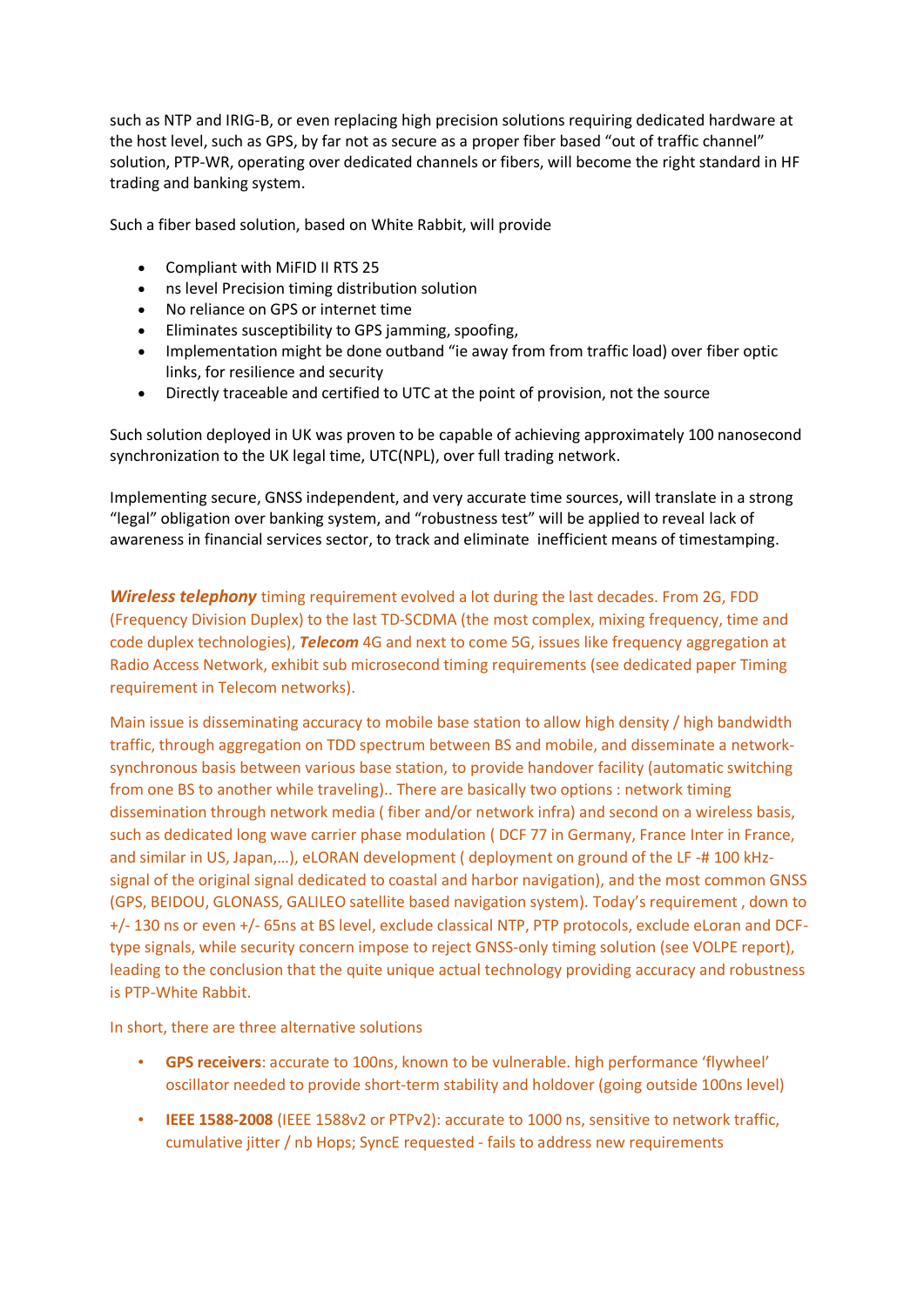such as NTP and IRIG-B, or even replacing high precision solutions requiring dedicated hardware at the host level, such as GPS, by far not as secure as a proper fiber based "out of traffic channel" solution, PTP-WR, operating over dedicated channels or fibers, will become the right standard in HF trading and banking system.

Such a fiber based solution, based on White Rabbit, will provide

- Compliant with MiFID II RTS 25
- ns level Precision timing distribution solution
- No reliance on GPS or internet time
- Eliminates susceptibility to GPS jamming, spoofing,
- Implementation might be done outband "ie away from from traffic load) over fiber optic links, for resilience and security
- Directly traceable and certified to UTC at the point of provision, not the source

Such solution deployed in UK was proven to be capable of achieving approximately 100 nanosecond synchronization to the UK legal time, UTC(NPL), over full trading network.

Implementing secure, GNSS independent, and very accurate time sources, will translate in a strong "legal" obligation over banking system, and "robustness test" will be applied to reveal lack of awareness in financial services sector, to track and eliminate inefficient means of timestamping.

***Wireless telephony*** timing requirement evolved a lot during the last decades. From 2G, FDD (Frequency Division Duplex) to the last TD-SCDMA (the most complex, mixing frequency, time and code duplex technologies), ***Telecom*** 4G and next to come 5G, issues like frequency aggregation at Radio Access Network, exhibit sub microsecond timing requirements (see dedicated paper Timing requirement in Telecom networks).

Main issue is disseminating accuracy to mobile base station to allow high density / high bandwidth traffic, through aggregation on TDD spectrum between BS and mobile, and disseminate a network-synchronous basis between various base station, to provide handover facility (automatic switching from one BS to another while traveling).. There are basically two options : network timing dissemination through network media ( fiber and/or network infra) and second on a wireless basis, such as dedicated long wave carrier phase modulation ( DCF 77 in Germany, France Inter in France, and similar in US, Japan,…), eLORAN development ( deployment on ground of the LF -# 100 kHz-signal of the original signal dedicated to coastal and harbor navigation), and the most common GNSS (GPS, BEIDOU, GLONASS, GALILEO satellite based navigation system). Today's requirement , down to +/- 130 ns or even +/- 65ns at BS level, exclude classical NTP, PTP protocols, exclude eLoran and DCF-type signals, while security concern impose to reject GNSS-only timing solution (see VOLPE report), leading to the conclusion that the quite unique actual technology providing accuracy and robustness is PTP-White Rabbit.

In short, there are three alternative solutions

- **GPS receivers**: accurate to 100ns, known to be vulnerable. high performance 'flywheel' oscillator needed to provide short-term stability and holdover (going outside 100ns level)
- **IEEE 1588-2008** (IEEE 1588v2 or PTPv2): accurate to 1000 ns, sensitive to network traffic, cumulative jitter / nb Hops; SyncE requested - fails to address new requirements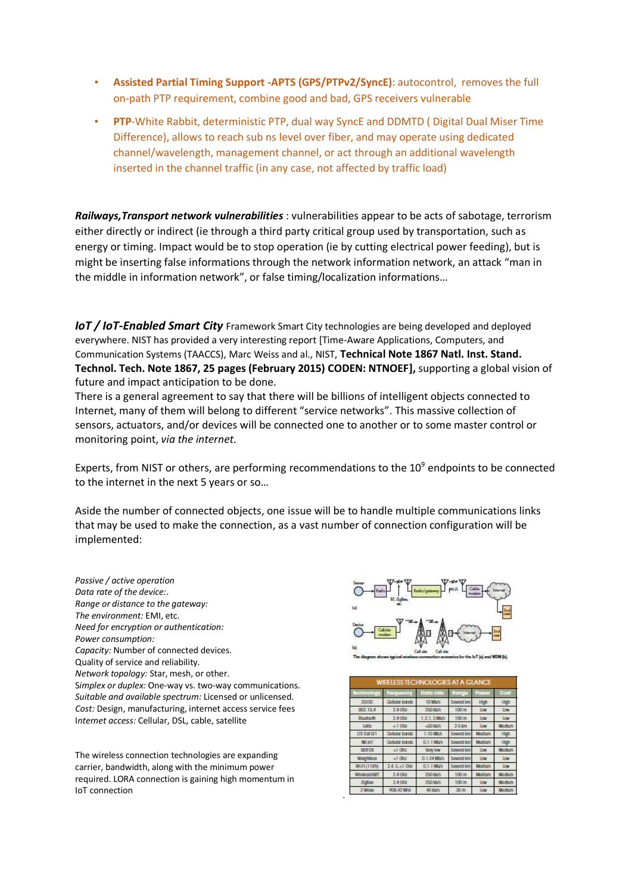- **Assisted Partial Timing Support -APTS (GPS/PTPv2/SyncE)**: autocontrol, removes the full on-path PTP requirement, combine good and bad, GPS receivers vulnerable
- **PTP**-White Rabbit, deterministic PTP, dual way SyncE and DDMTD ( Digital Dual Miser Time Difference), allows to reach sub ns level over fiber, and may operate using dedicated channel/wavelength, management channel, or act through an additional wavelength inserted in the channel traffic (in any case, not affected by traffic load)

***Railways,Transport network vulnerabilities*** : vulnerabilities appear to be acts of sabotage, terrorism either directly or indirect (ie through a third party critical group used by transportation, such as energy or timing. Impact would be to stop operation (ie by cutting electrical power feeding), but is might be inserting false informations through the network information network, an attack "man in the middle in information network", or false timing/localization informations…

***IoT / IoT-Enabled Smart City*** Framework Smart City technologies are being developed and deployed everywhere. NIST has provided a very interesting report [Time-Aware Applications, Computers, and Communication Systems (TAACCS), Marc Weiss and al., NIST, **Technical Note 1867 Natl. Inst. Stand. Technol. Tech. Note 1867, 25 pages (February 2015) CODEN: NTNOEF],** supporting a global vision of future and impact anticipation to be done.
There is a general agreement to say that there will be billions of intelligent objects connected to Internet, many of them will belong to different "service networks". This massive collection of sensors, actuators, and/or devices will be connected one to another or to some master control or monitoring point, *via the internet.*

Experts, from NIST or others, are performing recommendations to the $10^9$ endpoints to be connected to the internet in the next 5 years or so…

Aside the number of connected objects, one issue will be to handle multiple communications links that may be used to make the connection, as a vast number of connection configuration will be implemented:

*Passive / active operation*
*Data rate of the device:.*
*Range or distance to the gateway:*
*The environment:* EMI, etc.
*Need for encryption or authentication:*
*Power consumption:*
*Capacity:* Number of connected devices.
Quality of service and reliability.
*Network topology:* Star, mesh, or other.
*Simplex or duplex:* One-way vs. two-way communications.
*Suitable and available spectrum:* Licensed or unlicensed.
*Cost:* Design, manufacturing, internet access service fees
*Internet access:* Cellular, DSL, cable, satellite

The wireless connection technologies are expanding carrier, bandwidth, along with the minimum power required. LORA connection is gaining high momentum in IoT connection

The diagram shows typical wireless-connection scenarios for the IoT (a) and M2M (b).

WIRELESS TECHNOLOGIES AT A GLANCE

| Technology | Frequency | Data rate | Range | Power | Cost |
|---|---|---|---|---|---|
| 2G/3G | Cellular bands | 10 Mb/s | Several km | High | High |
| 802.15.4 | 2.4 GHz | 250 kb/s | 100 m | Low | Low |
| Bluetooth | 2.4 GHz | 1, 2, 1, 3 Mb/s | 100 m | Low | Low |
| LoRa | <1 GHz | <50 kb/s | 2-5 km | Low | Medium |
| LTE Cat 0/1 | Cellular bands | 1-10 Mb/s | Several km | Medium | High |
| NB-IoT | Cellular bands | 0.1-1 Mb/s | Several km | Medium | High |
| SIGFOX | <1 GHz | Very low | Several km | Low | Medium |
| Weightless | <1 GHz | 0.1-24 Mb/s | Several km | Low | Low |
| Wi-Fi (11ah) | 2.4, 5, <1 GHz | 0.1-1 Mb/s | Several km | Medium | Low |
| WirelessHART | 2.4 GHz | 250 kb/s | 100 m | Medium | Medium |
| ZigBee | 2.4 GHz | 250 kb/s | 100 m | Low | Medium |
| Z-Wave | 908.42 MHz | 40 kb/s | 30 m | Low | Medium |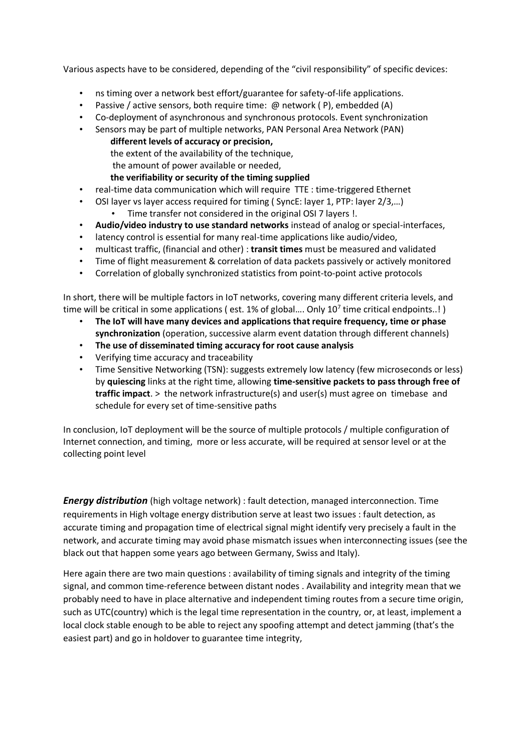Various aspects have to be considered, depending of the "civil responsibility" of specific devices:

- ns timing over a network best effort/guarantee for safety-of-life applications.
- Passive / active sensors, both require time: @ network ( P), embedded (A)
- Co-deployment of asynchronous and synchronous protocols. Event synchronization
- Sensors may be part of multiple networks, PAN Personal Area Network (PAN)
  - **different levels of accuracy or precision,**
  - the extent of the availability of the technique,
  - the amount of power available or needed,
  - **the verifiability or security of the timing supplied**
- real-time data communication which will require TTE : time-triggered Ethernet
- OSI layer vs layer access required for timing ( SyncE: layer 1, PTP: layer 2/3,…)
  - Time transfer not considered in the original OSI 7 layers !.
- **Audio/video industry to use standard networks** instead of analog or special-interfaces,
- latency control is essential for many real-time applications like audio/video,
- multicast traffic, (financial and other) : **transit times** must be measured and validated
- Time of flight measurement & correlation of data packets passively or actively monitored
- Correlation of globally synchronized statistics from point-to-point active protocols

In short, there will be multiple factors in IoT networks, covering many different criteria levels, and time will be critical in some applications ( est. 1% of global…. Only $10^7$ time critical endpoints..! )

- **The IoT will have many devices and applications that require frequency, time or phase synchronization** (operation, successive alarm event datation through different channels)
- **The use of disseminated timing accuracy for root cause analysis**
- Verifying time accuracy and traceability
- Time Sensitive Networking (TSN): suggests extremely low latency (few microseconds or less) by **quiescing** links at the right time, allowing **time-sensitive packets to pass through free of traffic impact**. > the network infrastructure(s) and user(s) must agree on timebase and schedule for every set of time-sensitive paths

In conclusion, IoT deployment will be the source of multiple protocols / multiple configuration of Internet connection, and timing, more or less accurate, will be required at sensor level or at the collecting point level

***Energy distribution*** (high voltage network) : fault detection, managed interconnection. Time requirements in High voltage energy distribution serve at least two issues : fault detection, as accurate timing and propagation time of electrical signal might identify very precisely a fault in the network, and accurate timing may avoid phase mismatch issues when interconnecting issues (see the black out that happen some years ago between Germany, Swiss and Italy).

Here again there are two main questions : availability of timing signals and integrity of the timing signal, and common time-reference between distant nodes . Availability and integrity mean that we probably need to have in place alternative and independent timing routes from a secure time origin, such as UTC(country) which is the legal time representation in the country, or, at least, implement a local clock stable enough to be able to reject any spoofing attempt and detect jamming (that's the easiest part) and go in holdover to guarantee time integrity,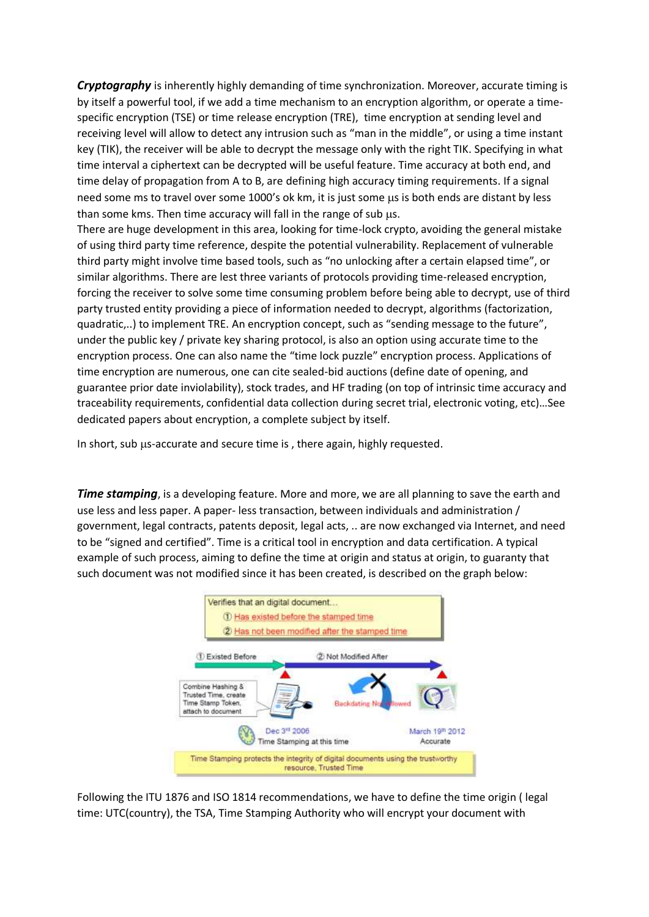***Cryptography*** is inherently highly demanding of time synchronization. Moreover, accurate timing is by itself a powerful tool, if we add a time mechanism to an encryption algorithm, or operate a time-specific encryption (TSE) or time release encryption (TRE), time encryption at sending level and receiving level will allow to detect any intrusion such as "man in the middle", or using a time instant key (TIK), the receiver will be able to decrypt the message only with the right TIK. Specifying in what time interval a ciphertext can be decrypted will be useful feature. Time accuracy at both end, and time delay of propagation from A to B, are defining high accuracy timing requirements. If a signal need some ms to travel over some 1000's ok km, it is just some μs is both ends are distant by less than some kms. Then time accuracy will fall in the range of sub μs.

There are huge development in this area, looking for time-lock crypto, avoiding the general mistake of using third party time reference, despite the potential vulnerability. Replacement of vulnerable third party might involve time based tools, such as "no unlocking after a certain elapsed time", or similar algorithms. There are lest three variants of protocols providing time-released encryption, forcing the receiver to solve some time consuming problem before being able to decrypt, use of third party trusted entity providing a piece of information needed to decrypt, algorithms (factorization, quadratic,..) to implement TRE. An encryption concept, such as "sending message to the future", under the public key / private key sharing protocol, is also an option using accurate time to the encryption process. One can also name the "time lock puzzle" encryption process. Applications of time encryption are numerous, one can cite sealed-bid auctions (define date of opening, and guarantee prior date inviolability), stock trades, and HF trading (on top of intrinsic time accuracy and traceability requirements, confidential data collection during secret trial, electronic voting, etc)…See dedicated papers about encryption, a complete subject by itself.

In short, sub μs-accurate and secure time is , there again, highly requested.

***Time stamping***, is a developing feature. More and more, we are all planning to save the earth and use less and less paper. A paper- less transaction, between individuals and administration / government, legal contracts, patents deposit, legal acts, .. are now exchanged via Internet, and need to be "signed and certified". Time is a critical tool in encryption and data certification. A typical example of such process, aiming to define the time at origin and status at origin, to guaranty that such document was not modified since it has been created, is described on the graph below:

Verifies that an digital document…
① Has existed before the stamped time
② Has not been modified after the stamped time

① Existed Before — ② Not Modified After

Combine Hashing & Trusted Time, create Time Stamp Token, attach to document

Backdating Not Allowed

Dec 3rd 2006 — Time Stamping at this time

March 19th 2012 — Accurate

Time Stamping protects the integrity of digital documents using the trustworthy resource, Trusted Time

Following the ITU 1876 and ISO 1814 recommendations, we have to define the time origin ( legal time: UTC(country), the TSA, Time Stamping Authority who will encrypt your document with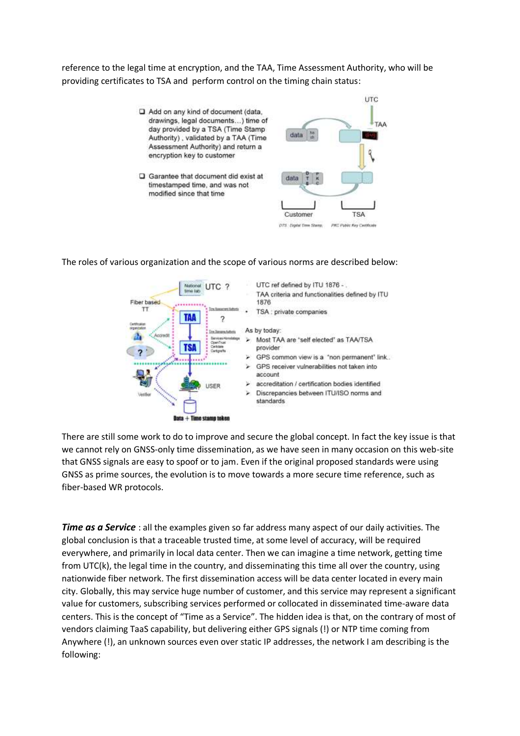reference to the legal time at encryption, and the TAA, Time Assessment Authority, who will be providing certificates to TSA and perform control on the timing chain status:

- Add on any kind of document (data, drawings, legal documents…) time of day provided by a TSA (Time Stamp Authority), validated by a TAA (Time Assessment Authority) and return a encryption key to customer
- Garantee that document did exist at timestamped time, and was not modified since that time

The roles of various organization and the scope of various norms are described below:

- UTC ref defined by ITU 1876 -
- TAA criteria and functionalities defined by ITU 1876
- TSA : private companies

As by today:

- Most TAA are "self elected" as TAA/TSA provider
- GPS common view is a "non permanent" link..
- GPS receiver vulnerabilities not taken into account
- accreditation / certification bodies identified
- Discrepancies between ITU/ISO norms and standards

There are still some work to do to improve and secure the global concept. In fact the key issue is that we cannot rely on GNSS-only time dissemination, as we have seen in many occasion on this web-site that GNSS signals are easy to spoof or to jam. Even if the original proposed standards were using GNSS as prime sources, the evolution is to move towards a more secure time reference, such as fiber-based WR protocols.

***Time as a Service*** : all the examples given so far address many aspect of our daily activities. The global conclusion is that a traceable trusted time, at some level of accuracy, will be required everywhere, and primarily in local data center. Then we can imagine a time network, getting time from UTC(k), the legal time in the country, and disseminating this time all over the country, using nationwide fiber network. The first dissemination access will be data center located in every main city. Globally, this may service huge number of customer, and this service may represent a significant value for customers, subscribing services performed or collocated in disseminated time-aware data centers. This is the concept of "Time as a Service". The hidden idea is that, on the contrary of most of vendors claiming TaaS capability, but delivering either GPS signals (!) or NTP time coming from Anywhere (!), an unknown sources even over static IP addresses, the network I am describing is the following: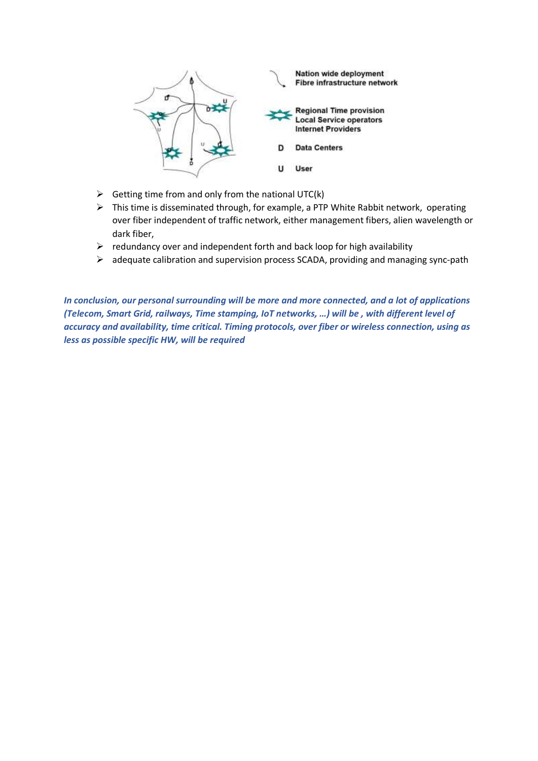Nation wide deployment
Fibre infrastructure network

Regional Time provision
Local Service operators
Internet Providers

D Data Centers

U User

- Getting time from and only from the national UTC(k)
- This time is disseminated through, for example, a PTP White Rabbit network, operating over fiber independent of traffic network, either management fibers, alien wavelength or dark fiber,
- redundancy over and independent forth and back loop for high availability
- adequate calibration and supervision process SCADA, providing and managing sync-path

***In conclusion, our personal surrounding will be more and more connected, and a lot of applications (Telecom, Smart Grid, railways, Time stamping, IoT networks, …) will be , with different level of accuracy and availability, time critical. Timing protocols, over fiber or wireless connection, using as less as possible specific HW, will be required***